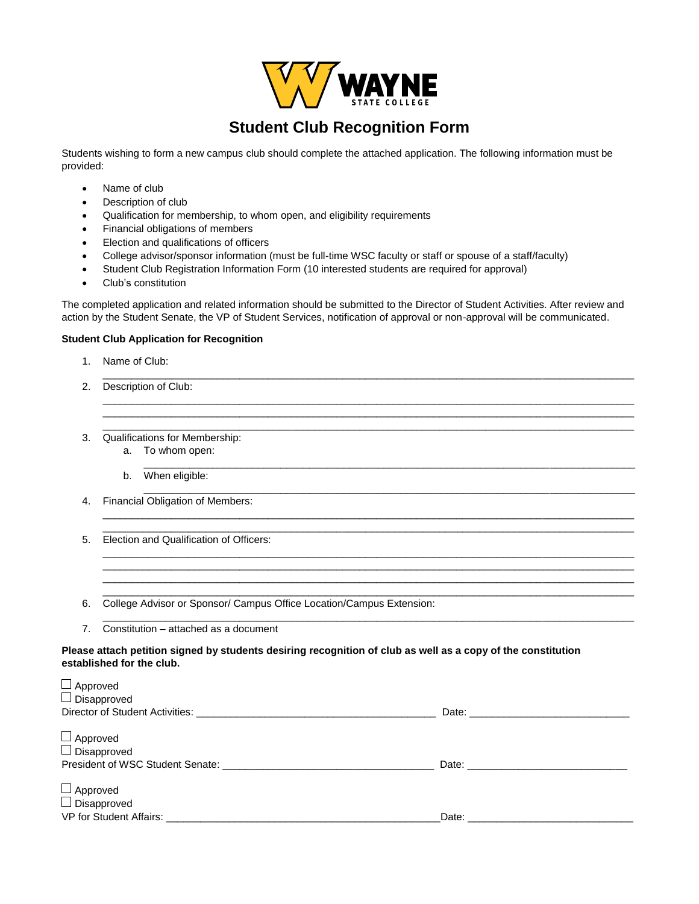WAYNE STATE COLLEGE

# Student Club Recognition Form

Students wishing to form a new campus club should complete the attached application. The following information must be provided:

- Name of club
- Description of club
- Qualification for membership, to whom open, and eligibility requirements
- Financial obligations of members
- Election and qualifications of officers
- College advisor/sponsor information (must be full-time WSC faculty or staff or spouse of a staff/faculty)
- Student Club Registration Information Form (10 interested students are required for approval)
- Club's constitution

The completed application and related information should be submitted to the Director of Student Activities. After review and action by the Student Senate, the VP of Student Services, notification of approval or non-approval will be communicated.

**Student Club Application for Recognition**

1. Name of Club:
   ______________________________________________________________________________
2. Description of Club:
   ______________________________________________________________________________
   ______________________________________________________________________________
   ______________________________________________________________________________
3. Qualifications for Membership:
   a. To whom open:
      ___________________________________________________________________________
   b. When eligible:
      ___________________________________________________________________________
4. Financial Obligation of Members:
   ______________________________________________________________________________
   ______________________________________________________________________________
5. Election and Qualification of Officers:
   ______________________________________________________________________________
   ______________________________________________________________________________
   ______________________________________________________________________________
   ______________________________________________________________________________
6. College Advisor or Sponsor/ Campus Office Location/Campus Extension:
   ______________________________________________________________________________
7. Constitution – attached as a document

**Please attach petition signed by students desiring recognition of club as well as a copy of the constitution established for the club.**

☐ Approved
☐ Disapproved
Director of Student Activities: ________________________________________ Date: ___________________________

☐ Approved
☐ Disapproved
President of WSC Student Senate: ____________________________________ Date: ___________________________

☐ Approved
☐ Disapproved
VP for Student Affairs: ______________________________________________ Date: ____________________________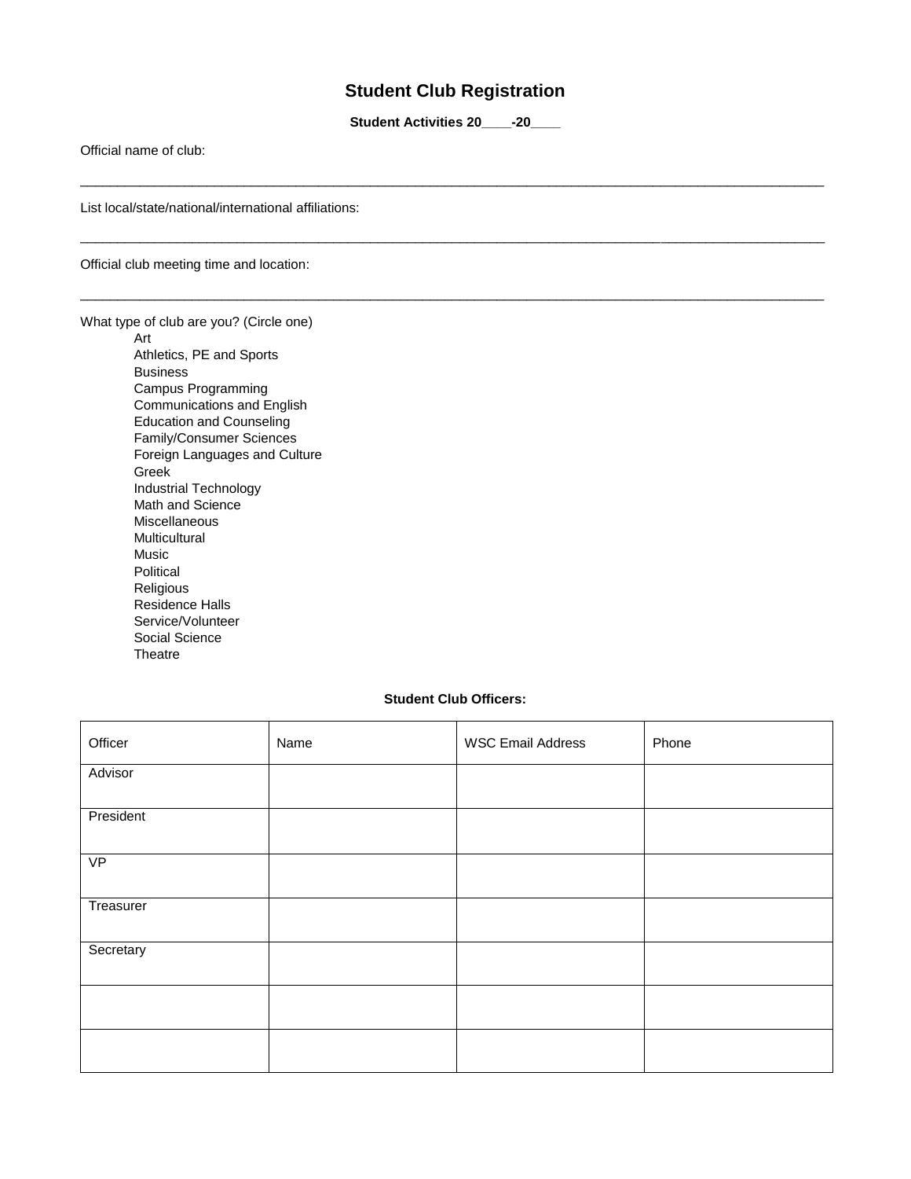# Student Club Registration

**Student Activities 20____-20____**

Official name of club:

_______________________________________________________________________________________________

List local/state/national/international affiliations:

_______________________________________________________________________________________________

Official club meeting time and location:

_______________________________________________________________________________________________

What type of club are you? (Circle one)

- Art
- Athletics, PE and Sports
- Business
- Campus Programming
- Communications and English
- Education and Counseling
- Family/Consumer Sciences
- Foreign Languages and Culture
- Greek
- Industrial Technology
- Math and Science
- Miscellaneous
- Multicultural
- Music
- Political
- Religious
- Residence Halls
- Service/Volunteer
- Social Science
- Theatre

**Student Club Officers:**

| Officer | Name | WSC Email Address | Phone |
|---|---|---|---|
| Advisor | | | |
| President | | | |
| VP | | | |
| Treasurer | | | |
| Secretary | | | |
| | | | |
| | | | |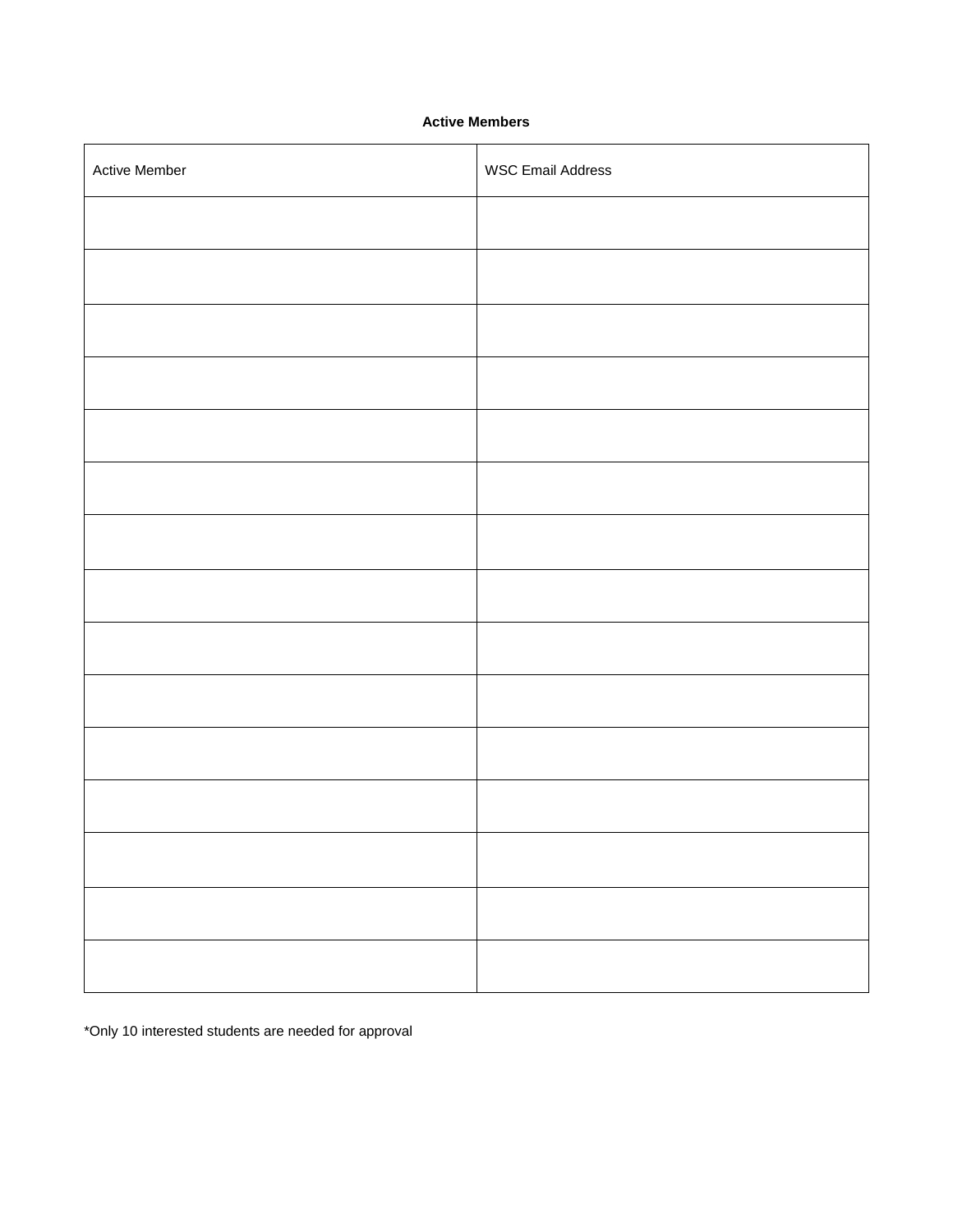**Active Members**

| Active Member | WSC Email Address |
| --- | --- |
| | |
| | |
| | |
| | |
| | |
| | |
| | |
| | |
| | |
| | |
| | |
| | |
| | |
| | |
| | |

*Only 10 interested students are needed for approval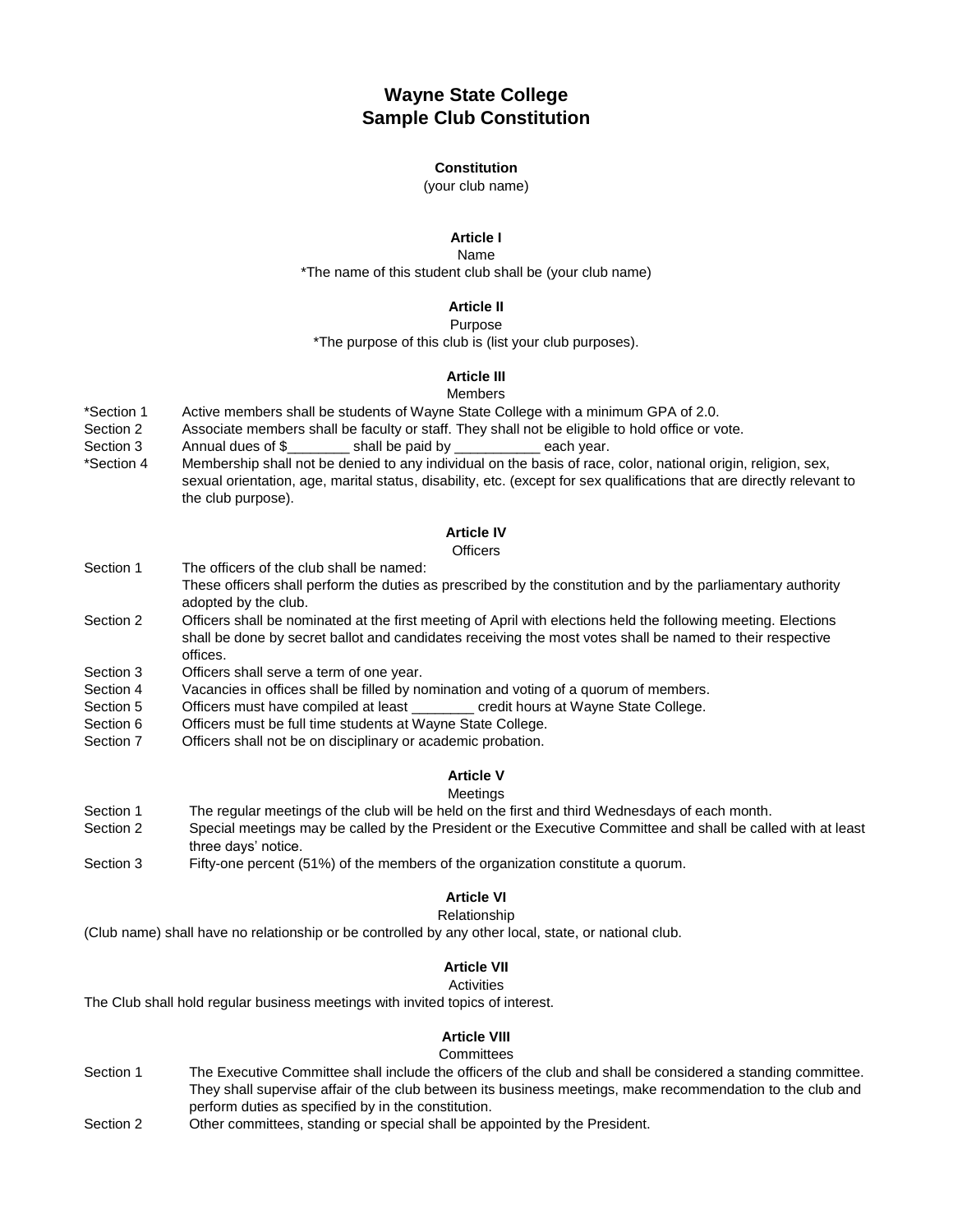# Wayne State College
# Sample Club Constitution

**Constitution**

(your club name)

**Article I**

Name

*The name of this student club shall be (your club name)

**Article II**

Purpose

*The purpose of this club is (list your club purposes).

**Article III**

Members

*Section 1 Active members shall be students of Wayne State College with a minimum GPA of 2.0.

Section 2 Associate members shall be faculty or staff. They shall not be eligible to hold office or vote.

Section 3 Annual dues of $________ shall be paid by ___________ each year.

*Section 4 Membership shall not be denied to any individual on the basis of race, color, national origin, religion, sex, sexual orientation, age, marital status, disability, etc. (except for sex qualifications that are directly relevant to the club purpose).

**Article IV**

Officers

Section 1 The officers of the club shall be named:
These officers shall perform the duties as prescribed by the constitution and by the parliamentary authority adopted by the club.

Section 2 Officers shall be nominated at the first meeting of April with elections held the following meeting. Elections shall be done by secret ballot and candidates receiving the most votes shall be named to their respective offices.

Section 3 Officers shall serve a term of one year.

Section 4 Vacancies in offices shall be filled by nomination and voting of a quorum of members.

Section 5 Officers must have compiled at least ________ credit hours at Wayne State College.

Section 6 Officers must be full time students at Wayne State College.

Section 7 Officers shall not be on disciplinary or academic probation.

**Article V**

Meetings

Section 1 The regular meetings of the club will be held on the first and third Wednesdays of each month.

Section 2 Special meetings may be called by the President or the Executive Committee and shall be called with at least three days' notice.

Section 3 Fifty-one percent (51%) of the members of the organization constitute a quorum.

**Article VI**

Relationship

(Club name) shall have no relationship or be controlled by any other local, state, or national club.

**Article VII**

Activities

The Club shall hold regular business meetings with invited topics of interest.

**Article VIII**

Committees

Section 1 The Executive Committee shall include the officers of the club and shall be considered a standing committee. They shall supervise affair of the club between its business meetings, make recommendation to the club and perform duties as specified by in the constitution.

Section 2 Other committees, standing or special shall be appointed by the President.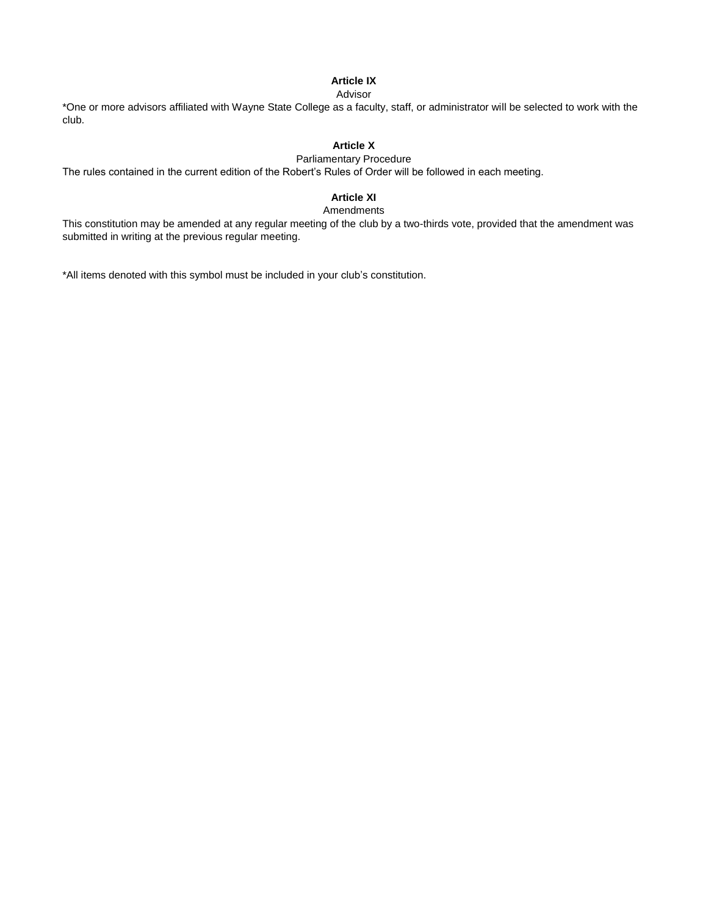**Article IX**

Advisor

*One or more advisors affiliated with Wayne State College as a faculty, staff, or administrator will be selected to work with the club.

**Article X**

Parliamentary Procedure

The rules contained in the current edition of the Robert's Rules of Order will be followed in each meeting.

**Article XI**

Amendments

This constitution may be amended at any regular meeting of the club by a two-thirds vote, provided that the amendment was submitted in writing at the previous regular meeting.

*All items denoted with this symbol must be included in your club's constitution.